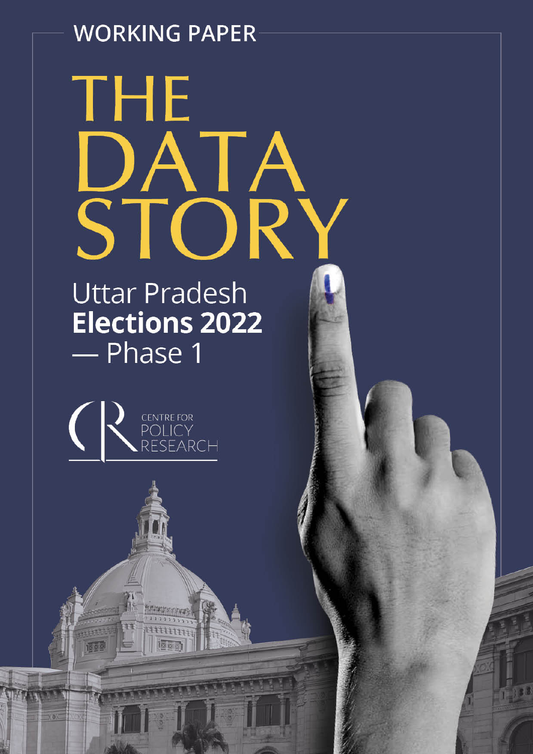WORKING PAPER

# THE DATA STORY

## Uttar Pradesh **Elections 2022** — Phase 1

CENTRE FOR POLICY RESEARCH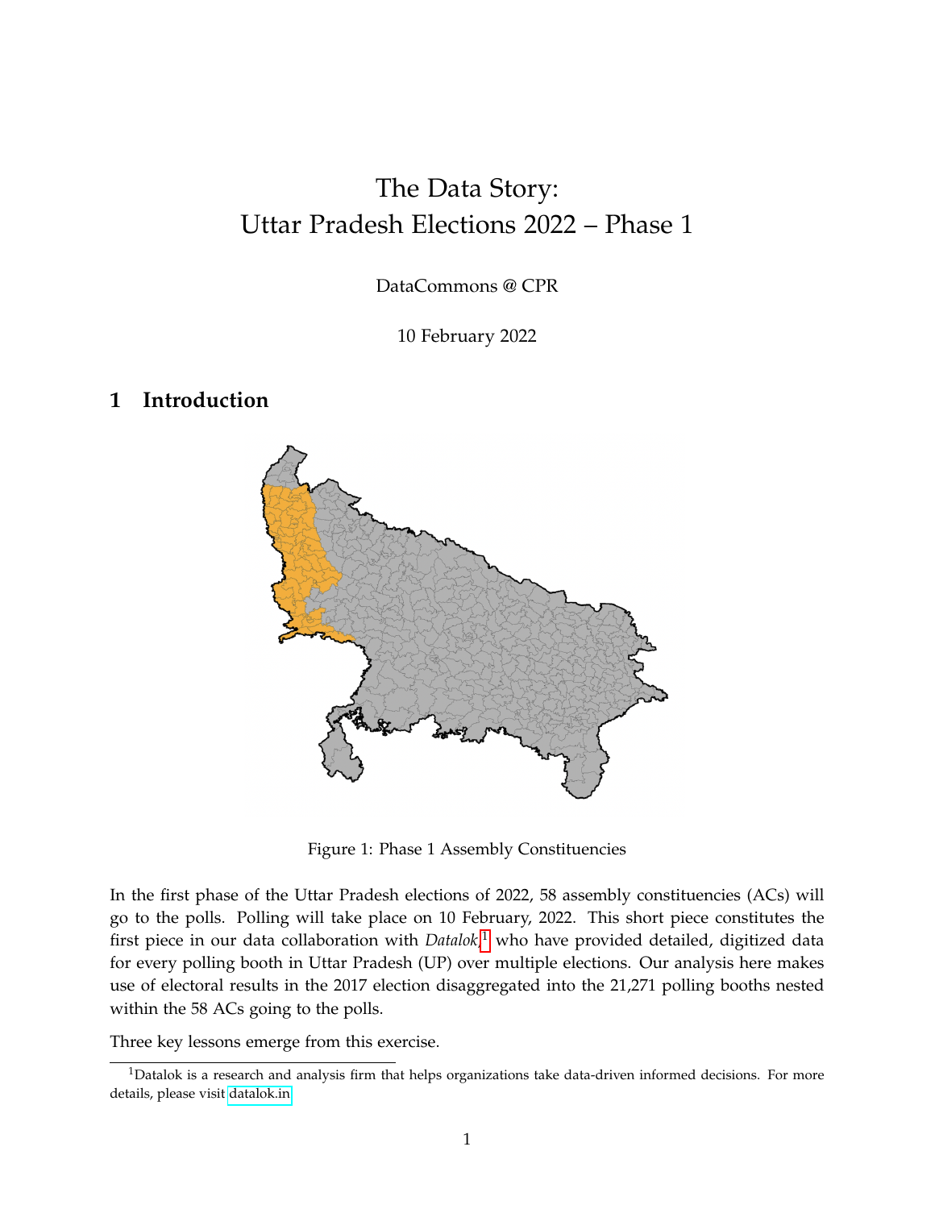# The Data Story: Uttar Pradesh Elections 2022 – Phase 1

DataCommons @ CPR

10 February 2022

## 1 Introduction

Figure 1: Phase 1 Assembly Constituencies

In the first phase of the Uttar Pradesh elections of 2022, 58 assembly constituencies (ACs) will go to the polls. Polling will take place on 10 February, 2022. This short piece constitutes the first piece in our data collaboration with *Datalok*,[1] who have provided detailed, digitized data for every polling booth in Uttar Pradesh (UP) over multiple elections. Our analysis here makes use of electoral results in the 2017 election disaggregated into the 21,271 polling booths nested within the 58 ACs going to the polls.

Three key lessons emerge from this exercise.

[1] Datalok is a research and analysis firm that helps organizations take data-driven informed decisions. For more details, please visit datalok.in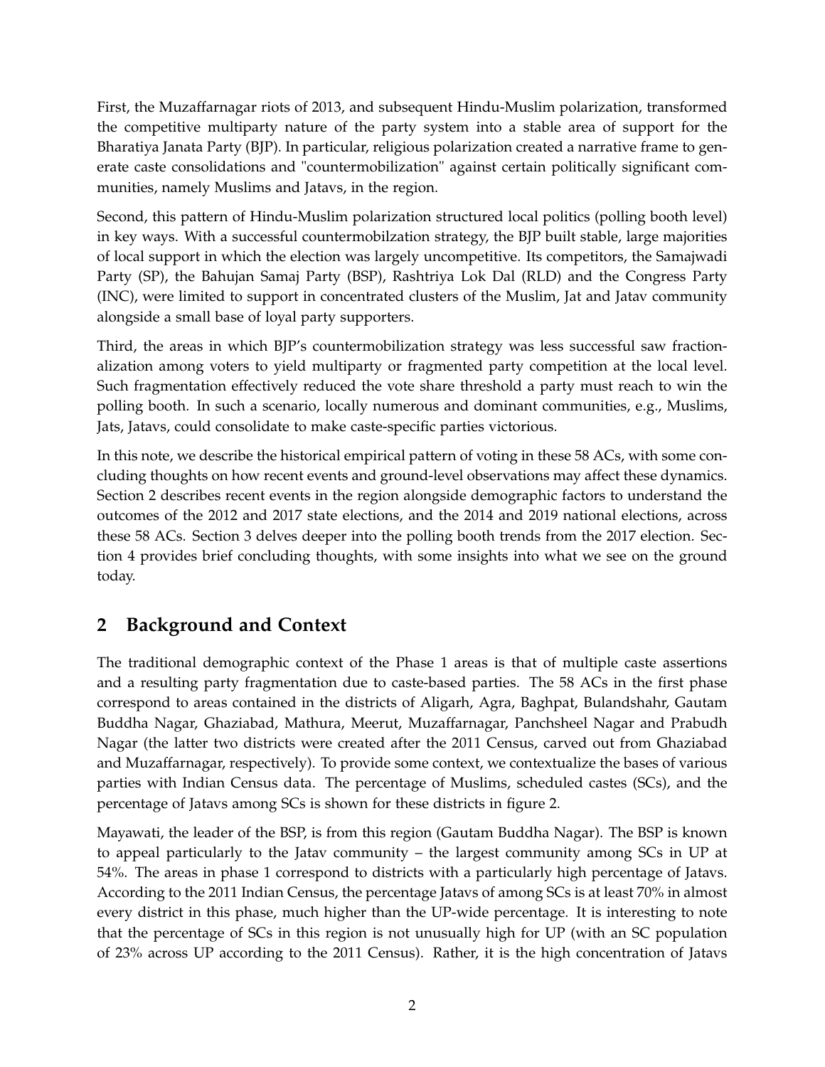First, the Muzaffarnagar riots of 2013, and subsequent Hindu-Muslim polarization, transformed the competitive multiparty nature of the party system into a stable area of support for the Bharatiya Janata Party (BJP). In particular, religious polarization created a narrative frame to generate caste consolidations and "countermobilization" against certain politically significant communities, namely Muslims and Jatavs, in the region.

Second, this pattern of Hindu-Muslim polarization structured local politics (polling booth level) in key ways. With a successful countermobilzation strategy, the BJP built stable, large majorities of local support in which the election was largely uncompetitive. Its competitors, the Samajwadi Party (SP), the Bahujan Samaj Party (BSP), Rashtriya Lok Dal (RLD) and the Congress Party (INC), were limited to support in concentrated clusters of the Muslim, Jat and Jatav community alongside a small base of loyal party supporters.

Third, the areas in which BJP's countermobilization strategy was less successful saw fractionalization among voters to yield multiparty or fragmented party competition at the local level. Such fragmentation effectively reduced the vote share threshold a party must reach to win the polling booth. In such a scenario, locally numerous and dominant communities, e.g., Muslims, Jats, Jatavs, could consolidate to make caste-specific parties victorious.

In this note, we describe the historical empirical pattern of voting in these 58 ACs, with some concluding thoughts on how recent events and ground-level observations may affect these dynamics. Section 2 describes recent events in the region alongside demographic factors to understand the outcomes of the 2012 and 2017 state elections, and the 2014 and 2019 national elections, across these 58 ACs. Section 3 delves deeper into the polling booth trends from the 2017 election. Section 4 provides brief concluding thoughts, with some insights into what we see on the ground today.

## 2 Background and Context

The traditional demographic context of the Phase 1 areas is that of multiple caste assertions and a resulting party fragmentation due to caste-based parties. The 58 ACs in the first phase correspond to areas contained in the districts of Aligarh, Agra, Baghpat, Bulandshahr, Gautam Buddha Nagar, Ghaziabad, Mathura, Meerut, Muzaffarnagar, Panchsheel Nagar and Prabudh Nagar (the latter two districts were created after the 2011 Census, carved out from Ghaziabad and Muzaffarnagar, respectively). To provide some context, we contextualize the bases of various parties with Indian Census data. The percentage of Muslims, scheduled castes (SCs), and the percentage of Jatavs among SCs is shown for these districts in figure 2.

Mayawati, the leader of the BSP, is from this region (Gautam Buddha Nagar). The BSP is known to appeal particularly to the Jatav community – the largest community among SCs in UP at 54%. The areas in phase 1 correspond to districts with a particularly high percentage of Jatavs. According to the 2011 Indian Census, the percentage Jatavs of among SCs is at least 70% in almost every district in this phase, much higher than the UP-wide percentage. It is interesting to note that the percentage of SCs in this region is not unusually high for UP (with an SC population of 23% across UP according to the 2011 Census). Rather, it is the high concentration of Jatavs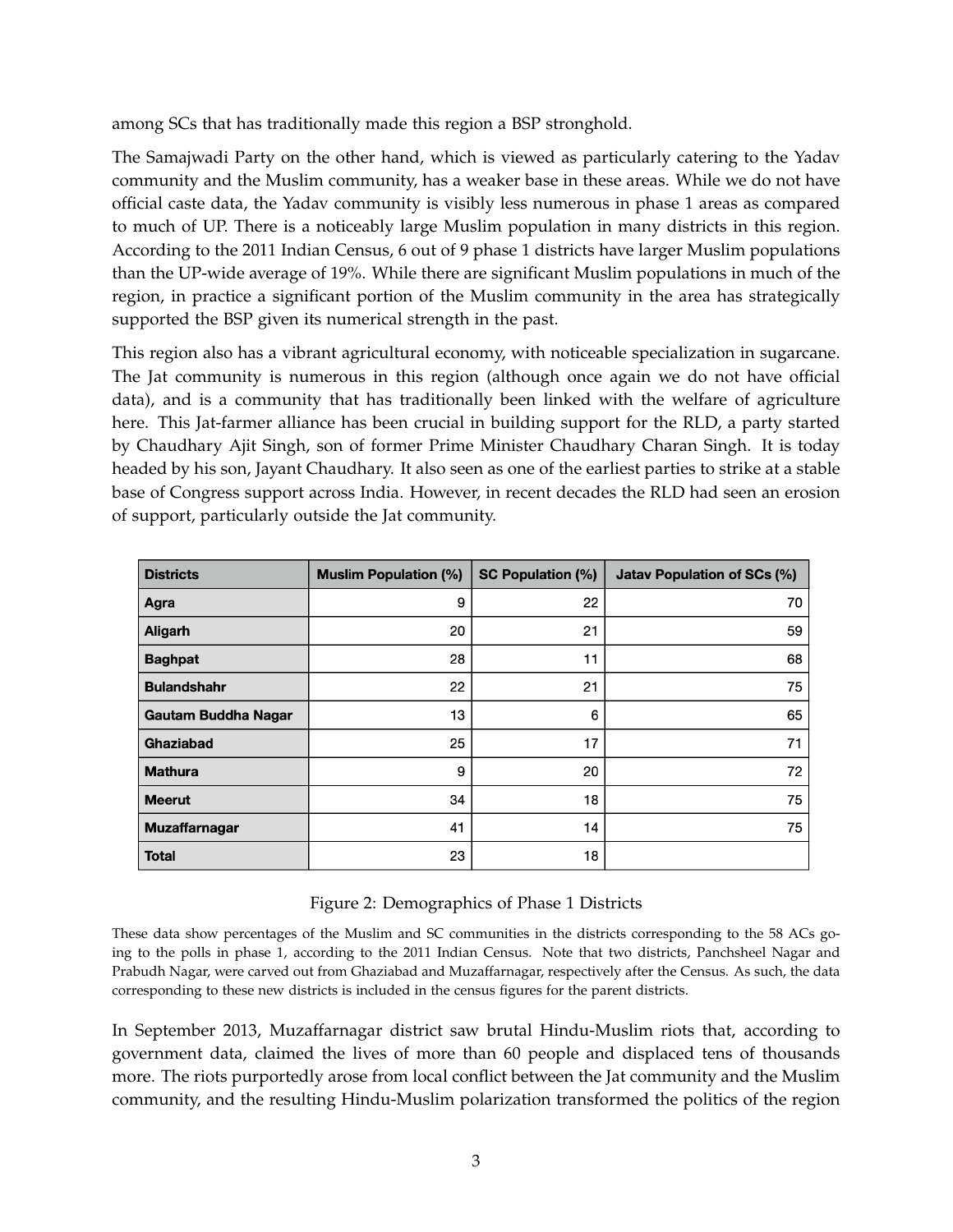among SCs that has traditionally made this region a BSP stronghold.

The Samajwadi Party on the other hand, which is viewed as particularly catering to the Yadav community and the Muslim community, has a weaker base in these areas. While we do not have official caste data, the Yadav community is visibly less numerous in phase 1 areas as compared to much of UP. There is a noticeably large Muslim population in many districts in this region. According to the 2011 Indian Census, 6 out of 9 phase 1 districts have larger Muslim populations than the UP-wide average of 19%. While there are significant Muslim populations in much of the region, in practice a significant portion of the Muslim community in the area has strategically supported the BSP given its numerical strength in the past.

This region also has a vibrant agricultural economy, with noticeable specialization in sugarcane. The Jat community is numerous in this region (although once again we do not have official data), and is a community that has traditionally been linked with the welfare of agriculture here. This Jat-farmer alliance has been crucial in building support for the RLD, a party started by Chaudhary Ajit Singh, son of former Prime Minister Chaudhary Charan Singh. It is today headed by his son, Jayant Chaudhary. It also seen as one of the earliest parties to strike at a stable base of Congress support across India. However, in recent decades the RLD had seen an erosion of support, particularly outside the Jat community.

| Districts | Muslim Population (%) | SC Population (%) | Jatav Population of SCs (%) |
|---|---|---|---|
| Agra | 9 | 22 | 70 |
| Aligarh | 20 | 21 | 59 |
| Baghpat | 28 | 11 | 68 |
| Bulandshahr | 22 | 21 | 75 |
| Gautam Buddha Nagar | 13 | 6 | 65 |
| Ghaziabad | 25 | 17 | 71 |
| Mathura | 9 | 20 | 72 |
| Meerut | 34 | 18 | 75 |
| Muzaffarnagar | 41 | 14 | 75 |
| Total | 23 | 18 | |

Figure 2: Demographics of Phase 1 Districts

These data show percentages of the Muslim and SC communities in the districts corresponding to the 58 ACs going to the polls in phase 1, according to the 2011 Indian Census. Note that two districts, Panchsheel Nagar and Prabudh Nagar, were carved out from Ghaziabad and Muzaffarnagar, respectively after the Census. As such, the data corresponding to these new districts is included in the census figures for the parent districts.

In September 2013, Muzaffarnagar district saw brutal Hindu-Muslim riots that, according to government data, claimed the lives of more than 60 people and displaced tens of thousands more. The riots purportedly arose from local conflict between the Jat community and the Muslim community, and the resulting Hindu-Muslim polarization transformed the politics of the region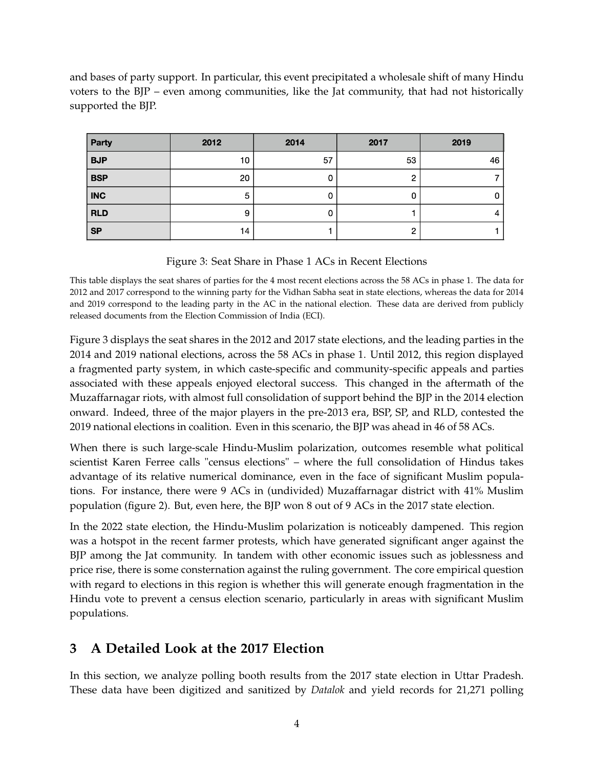and bases of party support. In particular, this event precipitated a wholesale shift of many Hindu voters to the BJP – even among communities, like the Jat community, that had not historically supported the BJP.

| Party | 2012 | 2014 | 2017 | 2019 |
|---|---|---|---|---|
| BJP | 10 | 57 | 53 | 46 |
| BSP | 20 | 0 | 2 | 7 |
| INC | 5 | 0 | 0 | 0 |
| RLD | 9 | 0 | 1 | 4 |
| SP | 14 | 1 | 2 | 1 |

Figure 3: Seat Share in Phase 1 ACs in Recent Elections

This table displays the seat shares of parties for the 4 most recent elections across the 58 ACs in phase 1. The data for 2012 and 2017 correspond to the winning party for the Vidhan Sabha seat in state elections, whereas the data for 2014 and 2019 correspond to the leading party in the AC in the national election. These data are derived from publicly released documents from the Election Commission of India (ECI).

Figure 3 displays the seat shares in the 2012 and 2017 state elections, and the leading parties in the 2014 and 2019 national elections, across the 58 ACs in phase 1. Until 2012, this region displayed a fragmented party system, in which caste-specific and community-specific appeals and parties associated with these appeals enjoyed electoral success. This changed in the aftermath of the Muzaffarnagar riots, with almost full consolidation of support behind the BJP in the 2014 election onward. Indeed, three of the major players in the pre-2013 era, BSP, SP, and RLD, contested the 2019 national elections in coalition. Even in this scenario, the BJP was ahead in 46 of 58 ACs.

When there is such large-scale Hindu-Muslim polarization, outcomes resemble what political scientist Karen Ferree calls "census elections" – where the full consolidation of Hindus takes advantage of its relative numerical dominance, even in the face of significant Muslim populations. For instance, there were 9 ACs in (undivided) Muzaffarnagar district with 41% Muslim population (figure 2). But, even here, the BJP won 8 out of 9 ACs in the 2017 state election.

In the 2022 state election, the Hindu-Muslim polarization is noticeably dampened. This region was a hotspot in the recent farmer protests, which have generated significant anger against the BJP among the Jat community. In tandem with other economic issues such as joblessness and price rise, there is some consternation against the ruling government. The core empirical question with regard to elections in this region is whether this will generate enough fragmentation in the Hindu vote to prevent a census election scenario, particularly in areas with significant Muslim populations.

## 3 A Detailed Look at the 2017 Election

In this section, we analyze polling booth results from the 2017 state election in Uttar Pradesh. These data have been digitized and sanitized by *Datalok* and yield records for 21,271 polling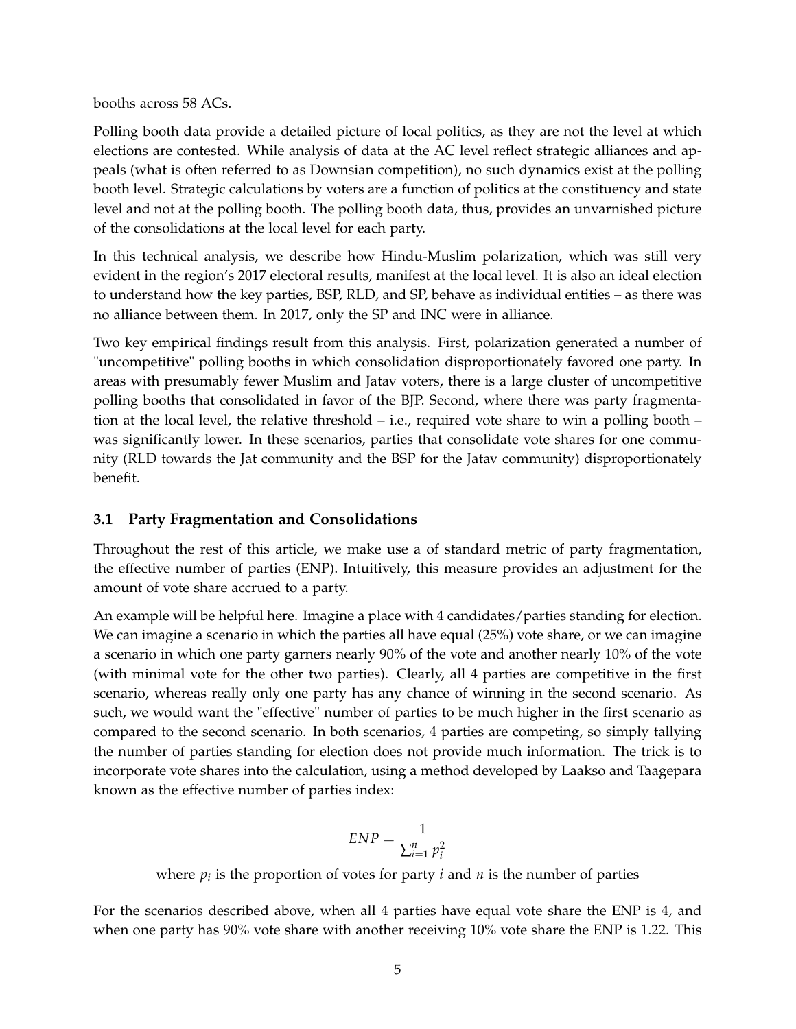booths across 58 ACs.

Polling booth data provide a detailed picture of local politics, as they are not the level at which elections are contested. While analysis of data at the AC level reflect strategic alliances and appeals (what is often referred to as Downsian competition), no such dynamics exist at the polling booth level. Strategic calculations by voters are a function of politics at the constituency and state level and not at the polling booth. The polling booth data, thus, provides an unvarnished picture of the consolidations at the local level for each party.

In this technical analysis, we describe how Hindu-Muslim polarization, which was still very evident in the region's 2017 electoral results, manifest at the local level. It is also an ideal election to understand how the key parties, BSP, RLD, and SP, behave as individual entities – as there was no alliance between them. In 2017, only the SP and INC were in alliance.

Two key empirical findings result from this analysis. First, polarization generated a number of "uncompetitive" polling booths in which consolidation disproportionately favored one party. In areas with presumably fewer Muslim and Jatav voters, there is a large cluster of uncompetitive polling booths that consolidated in favor of the BJP. Second, where there was party fragmentation at the local level, the relative threshold – i.e., required vote share to win a polling booth – was significantly lower. In these scenarios, parties that consolidate vote shares for one community (RLD towards the Jat community and the BSP for the Jatav community) disproportionately benefit.

### 3.1 Party Fragmentation and Consolidations

Throughout the rest of this article, we make use a of standard metric of party fragmentation, the effective number of parties (ENP). Intuitively, this measure provides an adjustment for the amount of vote share accrued to a party.

An example will be helpful here. Imagine a place with 4 candidates/parties standing for election. We can imagine a scenario in which the parties all have equal (25%) vote share, or we can imagine a scenario in which one party garners nearly 90% of the vote and another nearly 10% of the vote (with minimal vote for the other two parties). Clearly, all 4 parties are competitive in the first scenario, whereas really only one party has any chance of winning in the second scenario. As such, we would want the "effective" number of parties to be much higher in the first scenario as compared to the second scenario. In both scenarios, 4 parties are competing, so simply tallying the number of parties standing for election does not provide much information. The trick is to incorporate vote shares into the calculation, using a method developed by Laakso and Taagepara known as the effective number of parties index:

$$ENP = \frac{1}{\sum_{i=1}^{n} p_i^2}$$

where $p_i$ is the proportion of votes for party $i$ and $n$ is the number of parties

For the scenarios described above, when all 4 parties have equal vote share the ENP is 4, and when one party has 90% vote share with another receiving 10% vote share the ENP is 1.22. This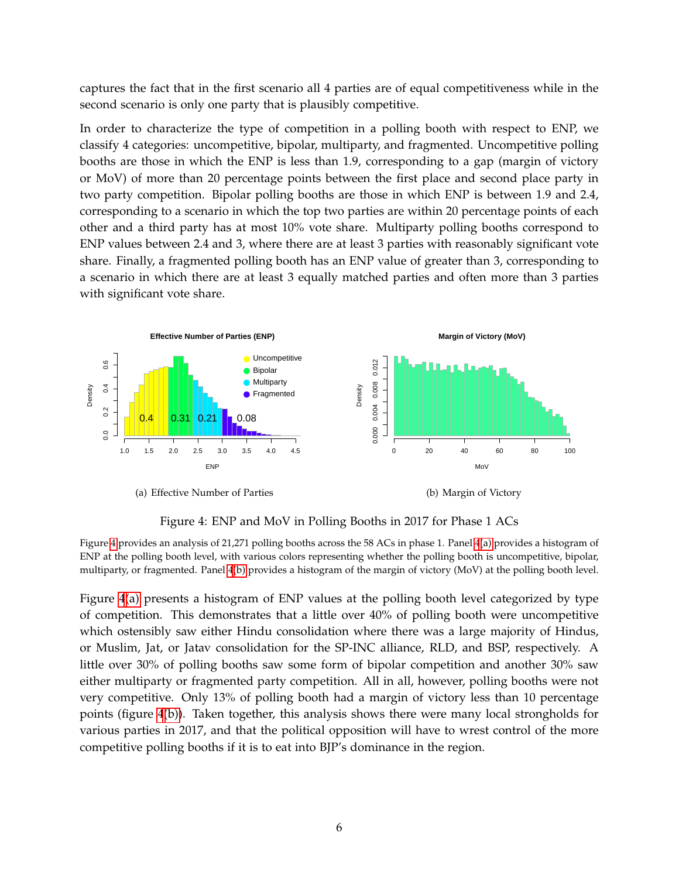captures the fact that in the first scenario all 4 parties are of equal competitiveness while in the second scenario is only one party that is plausibly competitive.

In order to characterize the type of competition in a polling booth with respect to ENP, we classify 4 categories: uncompetitive, bipolar, multiparty, and fragmented. Uncompetitive polling booths are those in which the ENP is less than 1.9, corresponding to a gap (margin of victory or MoV) of more than 20 percentage points between the first place and second place party in two party competition. Bipolar polling booths are those in which ENP is between 1.9 and 2.4, corresponding to a scenario in which the top two parties are within 20 percentage points of each other and a third party has at most 10% vote share. Multiparty polling booths correspond to ENP values between 2.4 and 3, where there are at least 3 parties with reasonably significant vote share. Finally, a fragmented polling booth has an ENP value of greater than 3, corresponding to a scenario in which there are at least 3 equally matched parties and often more than 3 parties with significant vote share.

(a) Effective Number of Parties

(b) Margin of Victory

Figure 4: ENP and MoV in Polling Booths in 2017 for Phase 1 ACs

Figure 4 provides an analysis of 21,271 polling booths across the 58 ACs in phase 1. Panel 4(a) provides a histogram of ENP at the polling booth level, with various colors representing whether the polling booth is uncompetitive, bipolar, multiparty, or fragmented. Panel 4(b) provides a histogram of the margin of victory (MoV) at the polling booth level.

Figure 4(a) presents a histogram of ENP values at the polling booth level categorized by type of competition. This demonstrates that a little over 40% of polling booth were uncompetitive which ostensibly saw either Hindu consolidation where there was a large majority of Hindus, or Muslim, Jat, or Jatav consolidation for the SP-INC alliance, RLD, and BSP, respectively. A little over 30% of polling booths saw some form of bipolar competition and another 30% saw either multiparty or fragmented party competition. All in all, however, polling booths were not very competitive. Only 13% of polling booth had a margin of victory less than 10 percentage points (figure 4(b)). Taken together, this analysis shows there were many local strongholds for various parties in 2017, and that the political opposition will have to wrest control of the more competitive polling booths if it is to eat into BJP's dominance in the region.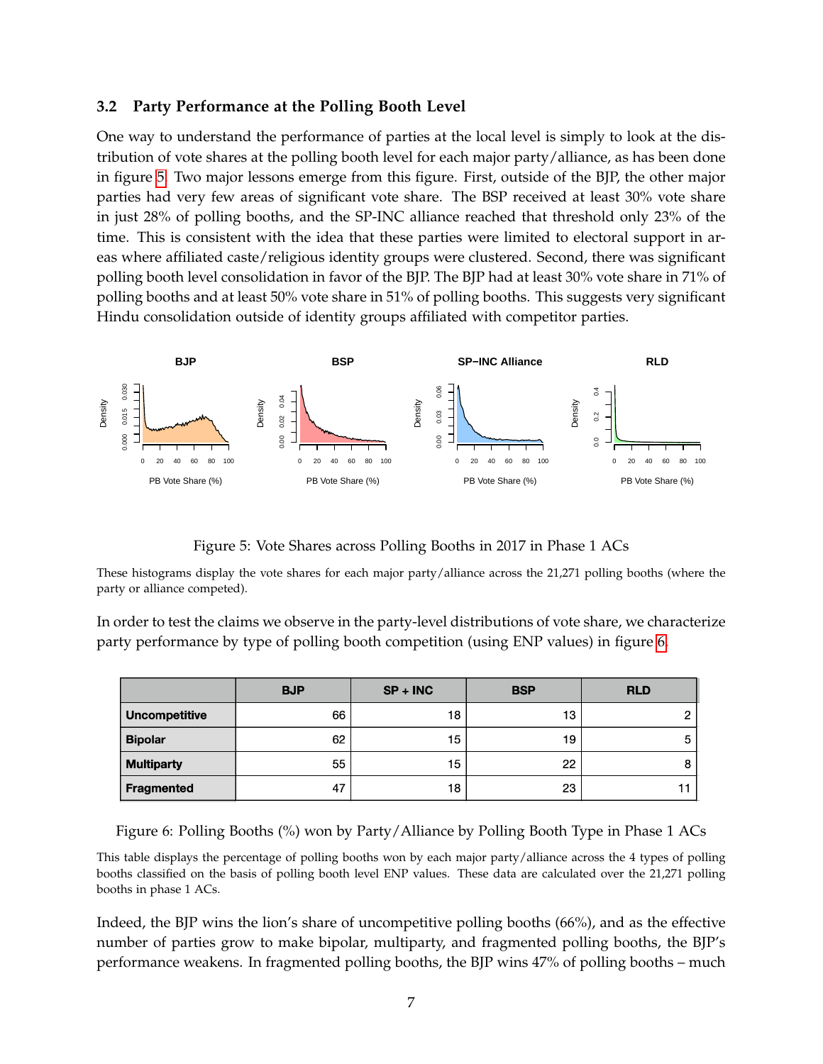### 3.2 Party Performance at the Polling Booth Level

One way to understand the performance of parties at the local level is simply to look at the distribution of vote shares at the polling booth level for each major party/alliance, as has been done in figure 5. Two major lessons emerge from this figure. First, outside of the BJP, the other major parties had very few areas of significant vote share. The BSP received at least 30% vote share in just 28% of polling booths, and the SP-INC alliance reached that threshold only 23% of the time. This is consistent with the idea that these parties were limited to electoral support in areas where affiliated caste/religious identity groups were clustered. Second, there was significant polling booth level consolidation in favor of the BJP. The BJP had at least 30% vote share in 71% of polling booths and at least 50% vote share in 51% of polling booths. This suggests very significant Hindu consolidation outside of identity groups affiliated with competitor parties.

Figure 5: Vote Shares across Polling Booths in 2017 in Phase 1 ACs

These histograms display the vote shares for each major party/alliance across the 21,271 polling booths (where the party or alliance competed).

In order to test the claims we observe in the party-level distributions of vote share, we characterize party performance by type of polling booth competition (using ENP values) in figure 6.

| | BJP | SP + INC | BSP | RLD |
|---|---|---|---|---|
| **Uncompetitive** | 66 | 18 | 13 | 2 |
| **Bipolar** | 62 | 15 | 19 | 5 |
| **Multiparty** | 55 | 15 | 22 | 8 |
| **Fragmented** | 47 | 18 | 23 | 11 |

Figure 6: Polling Booths (%) won by Party/Alliance by Polling Booth Type in Phase 1 ACs

This table displays the percentage of polling booths won by each major party/alliance across the 4 types of polling booths classified on the basis of polling booth level ENP values. These data are calculated over the 21,271 polling booths in phase 1 ACs.

Indeed, the BJP wins the lion's share of uncompetitive polling booths (66%), and as the effective number of parties grow to make bipolar, multiparty, and fragmented polling booths, the BJP's performance weakens. In fragmented polling booths, the BJP wins 47% of polling booths – much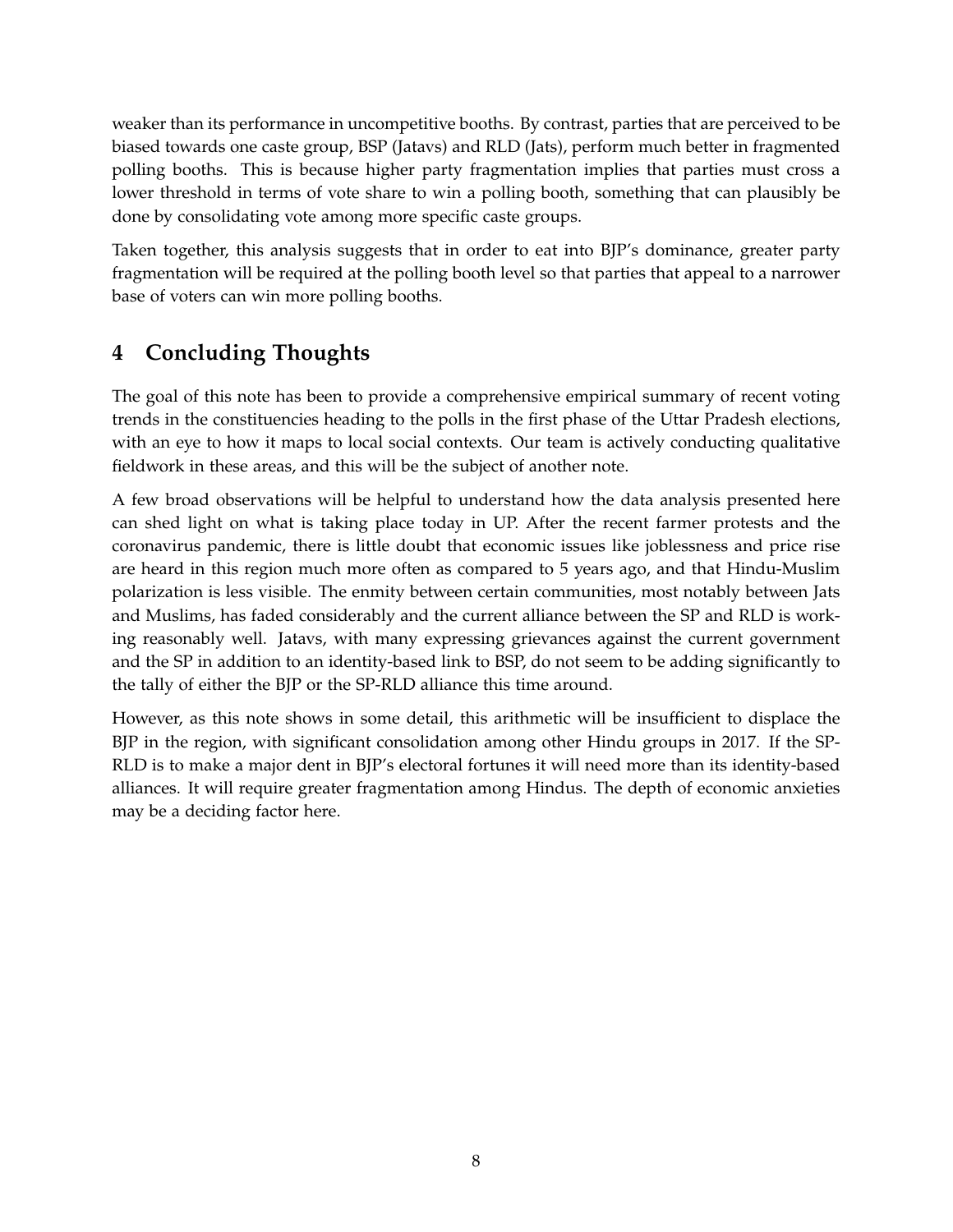weaker than its performance in uncompetitive booths. By contrast, parties that are perceived to be biased towards one caste group, BSP (Jatavs) and RLD (Jats), perform much better in fragmented polling booths. This is because higher party fragmentation implies that parties must cross a lower threshold in terms of vote share to win a polling booth, something that can plausibly be done by consolidating vote among more specific caste groups.

Taken together, this analysis suggests that in order to eat into BJP's dominance, greater party fragmentation will be required at the polling booth level so that parties that appeal to a narrower base of voters can win more polling booths.

## 4 Concluding Thoughts

The goal of this note has been to provide a comprehensive empirical summary of recent voting trends in the constituencies heading to the polls in the first phase of the Uttar Pradesh elections, with an eye to how it maps to local social contexts. Our team is actively conducting qualitative fieldwork in these areas, and this will be the subject of another note.

A few broad observations will be helpful to understand how the data analysis presented here can shed light on what is taking place today in UP. After the recent farmer protests and the coronavirus pandemic, there is little doubt that economic issues like joblessness and price rise are heard in this region much more often as compared to 5 years ago, and that Hindu-Muslim polarization is less visible. The enmity between certain communities, most notably between Jats and Muslims, has faded considerably and the current alliance between the SP and RLD is working reasonably well. Jatavs, with many expressing grievances against the current government and the SP in addition to an identity-based link to BSP, do not seem to be adding significantly to the tally of either the BJP or the SP-RLD alliance this time around.

However, as this note shows in some detail, this arithmetic will be insufficient to displace the BJP in the region, with significant consolidation among other Hindu groups in 2017. If the SP-RLD is to make a major dent in BJP's electoral fortunes it will need more than its identity-based alliances. It will require greater fragmentation among Hindus. The depth of economic anxieties may be a deciding factor here.